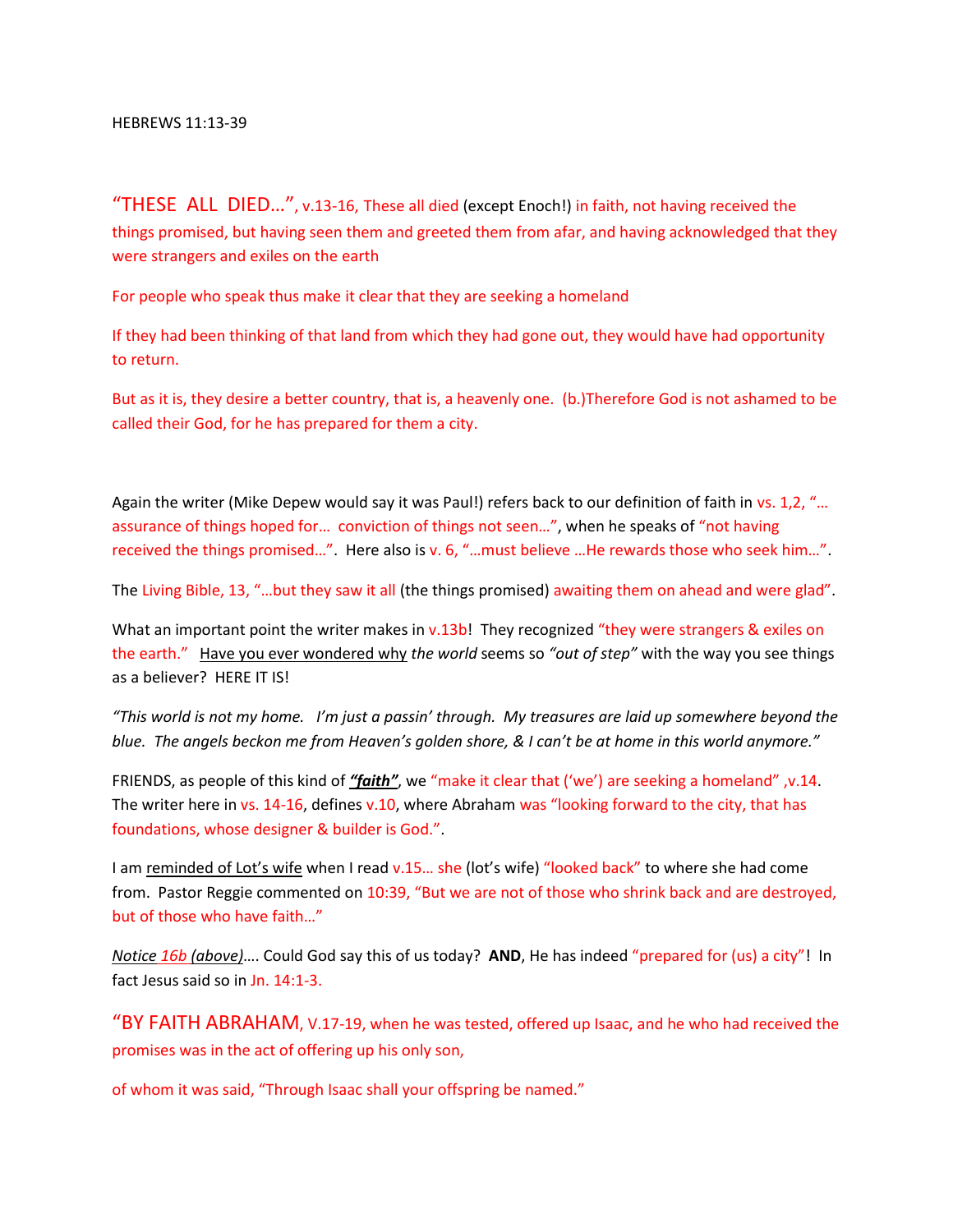HEBREWS 11:13-39

"THESE ALL DIED…", v.13-16, These all died (except Enoch!) in faith, not having received the things promised, but having seen them and greeted them from afar, and having acknowledged that they were strangers and exiles on the earth

For people who speak thus make it clear that they are seeking a homeland

If they had been thinking of that land from which they had gone out, they would have had opportunity to return.

But as it is, they desire a better country, that is, a heavenly one. (b.)Therefore God is not ashamed to be called their God, for he has prepared for them a city.

Again the writer (Mike Depew would say it was Paul!) refers back to our definition of faith in vs. 1,2, "…assurance of things hoped for… conviction of things not seen…", when he speaks of "not having received the things promised…". Here also is v. 6, "…must believe …He rewards those who seek him…".

The Living Bible, 13, "…but they saw it all (the things promised) awaiting them on ahead and were glad".

What an important point the writer makes in v.13b! They recognized "they were strangers & exiles on the earth." <u>Have you ever wondered why</u> *the world* seems so *"out of step"* with the way you see things as a believer? HERE IT IS!

*"This world is not my home. I'm just a passin' through. My treasures are laid up somewhere beyond the blue. The angels beckon me from Heaven's golden shore, & I can't be at home in this world anymore."*

FRIENDS, as people of this kind of ***<u>"faith"</u>***, we "make it clear that ('we') are seeking a homeland" ,v.14. The writer here in vs. 14-16, defines v.10, where Abraham was "looking forward to the city, that has foundations, whose designer & builder is God.".

I am <u>reminded of Lot's wife</u> when I read v.15… she (lot's wife) "looked back" to where she had come from. Pastor Reggie commented on 10:39, "But we are not of those who shrink back and are destroyed, but of those who have faith…"

*<u>Notice 16b (above)</u>*…. Could God say this of us today? **AND**, He has indeed "prepared for (us) a city"! In fact Jesus said so in Jn. 14:1-3.

"BY FAITH ABRAHAM, V.17-19, when he was tested, offered up Isaac, and he who had received the promises was in the act of offering up his only son,

of whom it was said, "Through Isaac shall your offspring be named."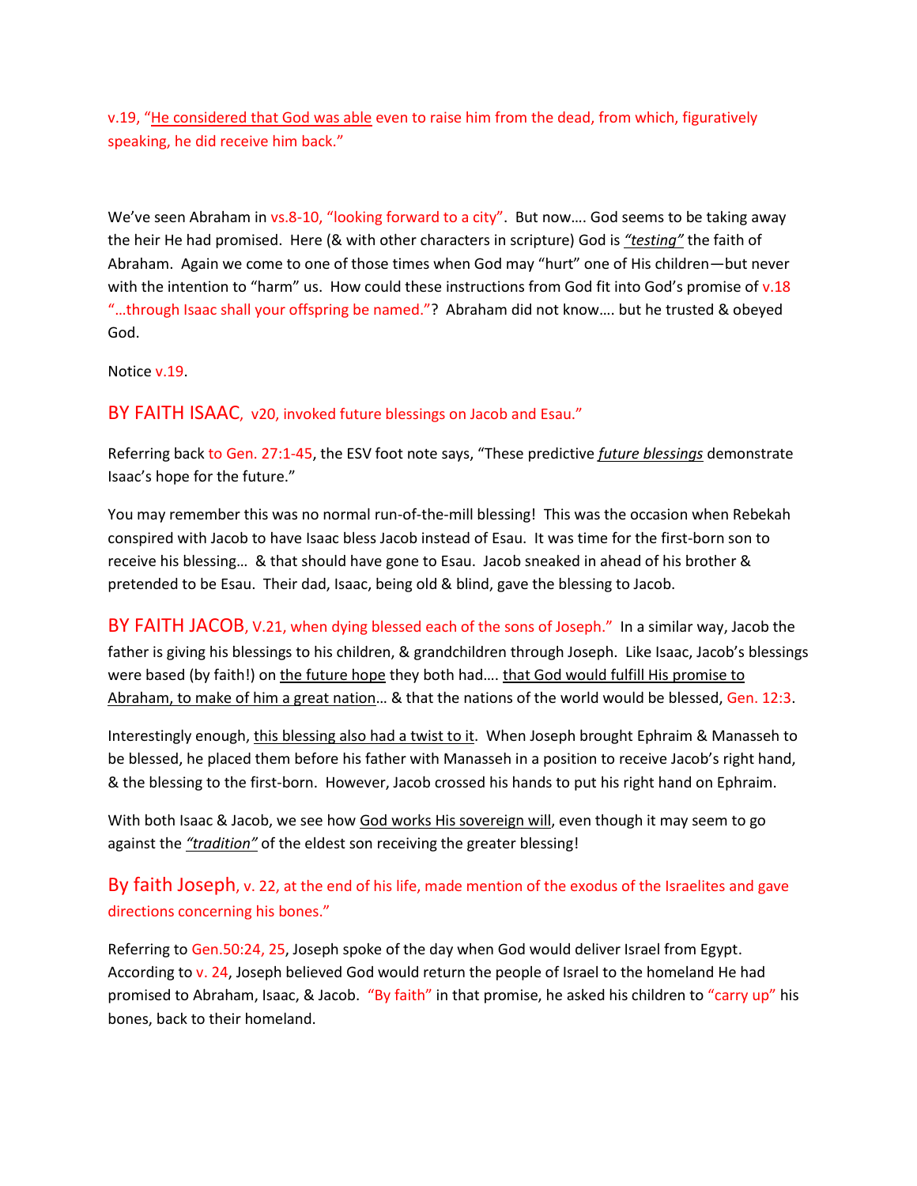v.19, "<u>He considered that God was able</u> even to raise him from the dead, from which, figuratively speaking, he did receive him back."

We've seen Abraham in vs.8-10, "looking forward to a city". But now…. God seems to be taking away the heir He had promised. Here (& with other characters in scripture) God is <u>*"testing"*</u> the faith of Abraham. Again we come to one of those times when God may "hurt" one of His children—but never with the intention to "harm" us. How could these instructions from God fit into God's promise of v.18 "…through Isaac shall your offspring be named."? Abraham did not know…. but he trusted & obeyed God.

Notice v.19.

## BY FAITH ISAAC, v20, invoked future blessings on Jacob and Esau."

Referring back to Gen. 27:1-45, the ESV foot note says, "These predictive <u>*future blessings*</u> demonstrate Isaac's hope for the future."

You may remember this was no normal run-of-the-mill blessing! This was the occasion when Rebekah conspired with Jacob to have Isaac bless Jacob instead of Esau. It was time for the first-born son to receive his blessing… & that should have gone to Esau. Jacob sneaked in ahead of his brother & pretended to be Esau. Their dad, Isaac, being old & blind, gave the blessing to Jacob.

**BY FAITH JACOB**, V.21, when dying blessed each of the sons of Joseph." In a similar way, Jacob the father is giving his blessings to his children, & grandchildren through Joseph. Like Isaac, Jacob's blessings were based (by faith!) on <u>the future hope</u> they both had…. <u>that God would fulfill His promise to Abraham, to make of him a great nation</u>… & that the nations of the world would be blessed, Gen. 12:3.

Interestingly enough, <u>this blessing also had a twist to it</u>. When Joseph brought Ephraim & Manasseh to be blessed, he placed them before his father with Manasseh in a position to receive Jacob's right hand, & the blessing to the first-born. However, Jacob crossed his hands to put his right hand on Ephraim.

With both Isaac & Jacob, we see how <u>God works His sovereign will</u>, even though it may seem to go against the <u>*"tradition"*</u> of the eldest son receiving the greater blessing!

## By faith Joseph, v. 22, at the end of his life, made mention of the exodus of the Israelites and gave directions concerning his bones."

Referring to Gen.50:24, 25, Joseph spoke of the day when God would deliver Israel from Egypt. According to v. 24, Joseph believed God would return the people of Israel to the homeland He had promised to Abraham, Isaac, & Jacob. "By faith" in that promise, he asked his children to "carry up" his bones, back to their homeland.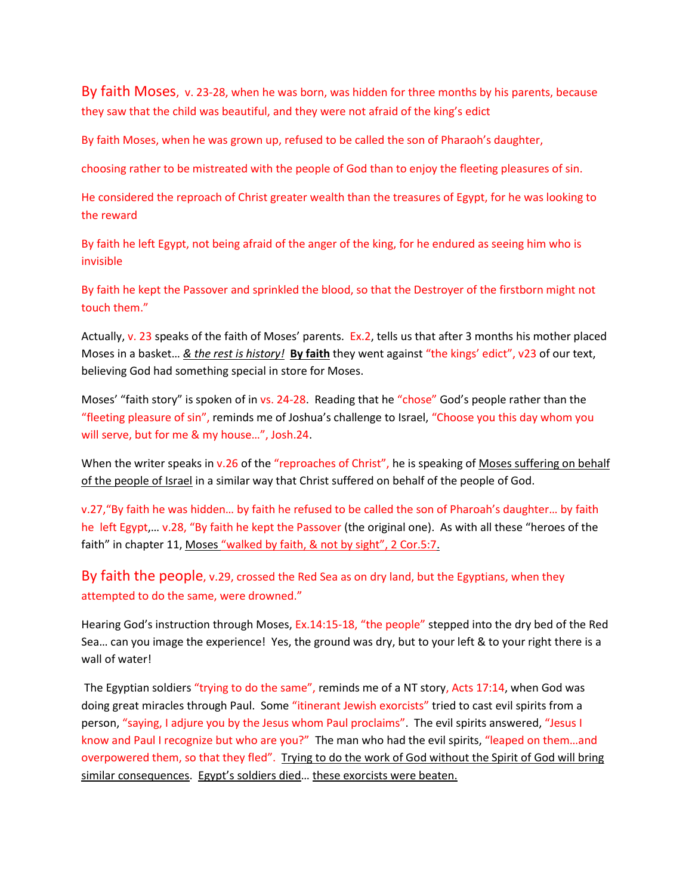By faith Moses, v. 23-28, when he was born, was hidden for three months by his parents, because they saw that the child was beautiful, and they were not afraid of the king's edict

By faith Moses, when he was grown up, refused to be called the son of Pharaoh's daughter,

choosing rather to be mistreated with the people of God than to enjoy the fleeting pleasures of sin.

He considered the reproach of Christ greater wealth than the treasures of Egypt, for he was looking to the reward

By faith he left Egypt, not being afraid of the anger of the king, for he endured as seeing him who is invisible

By faith he kept the Passover and sprinkled the blood, so that the Destroyer of the firstborn might not touch them."

Actually, v. 23 speaks of the faith of Moses' parents. Ex.2, tells us that after 3 months his mother placed Moses in a basket… *& the rest is history!* **By faith** they went against "the kings' edict", v23 of our text, believing God had something special in store for Moses.

Moses' "faith story" is spoken of in vs. 24-28. Reading that he "chose" God's people rather than the "fleeting pleasure of sin", reminds me of Joshua's challenge to Israel, "Choose you this day whom you will serve, but for me & my house…", Josh.24.

When the writer speaks in v.26 of the "reproaches of Christ", he is speaking of Moses suffering on behalf of the people of Israel in a similar way that Christ suffered on behalf of the people of God.

v.27,"By faith he was hidden… by faith he refused to be called the son of Pharoah's daughter… by faith he left Egypt,… v.28, "By faith he kept the Passover (the original one). As with all these "heroes of the faith" in chapter 11, Moses "walked by faith, & not by sight", 2 Cor.5:7.

By faith the people, v.29, crossed the Red Sea as on dry land, but the Egyptians, when they attempted to do the same, were drowned."

Hearing God's instruction through Moses, Ex.14:15-18, "the people" stepped into the dry bed of the Red Sea… can you image the experience! Yes, the ground was dry, but to your left & to your right there is a wall of water!

The Egyptian soldiers "trying to do the same", reminds me of a NT story, Acts 17:14, when God was doing great miracles through Paul. Some "itinerant Jewish exorcists" tried to cast evil spirits from a person, "saying, I adjure you by the Jesus whom Paul proclaims". The evil spirits answered, "Jesus I know and Paul I recognize but who are you?" The man who had the evil spirits, "leaped on them…and overpowered them, so that they fled". Trying to do the work of God without the Spirit of God will bring similar consequences. Egypt's soldiers died… these exorcists were beaten.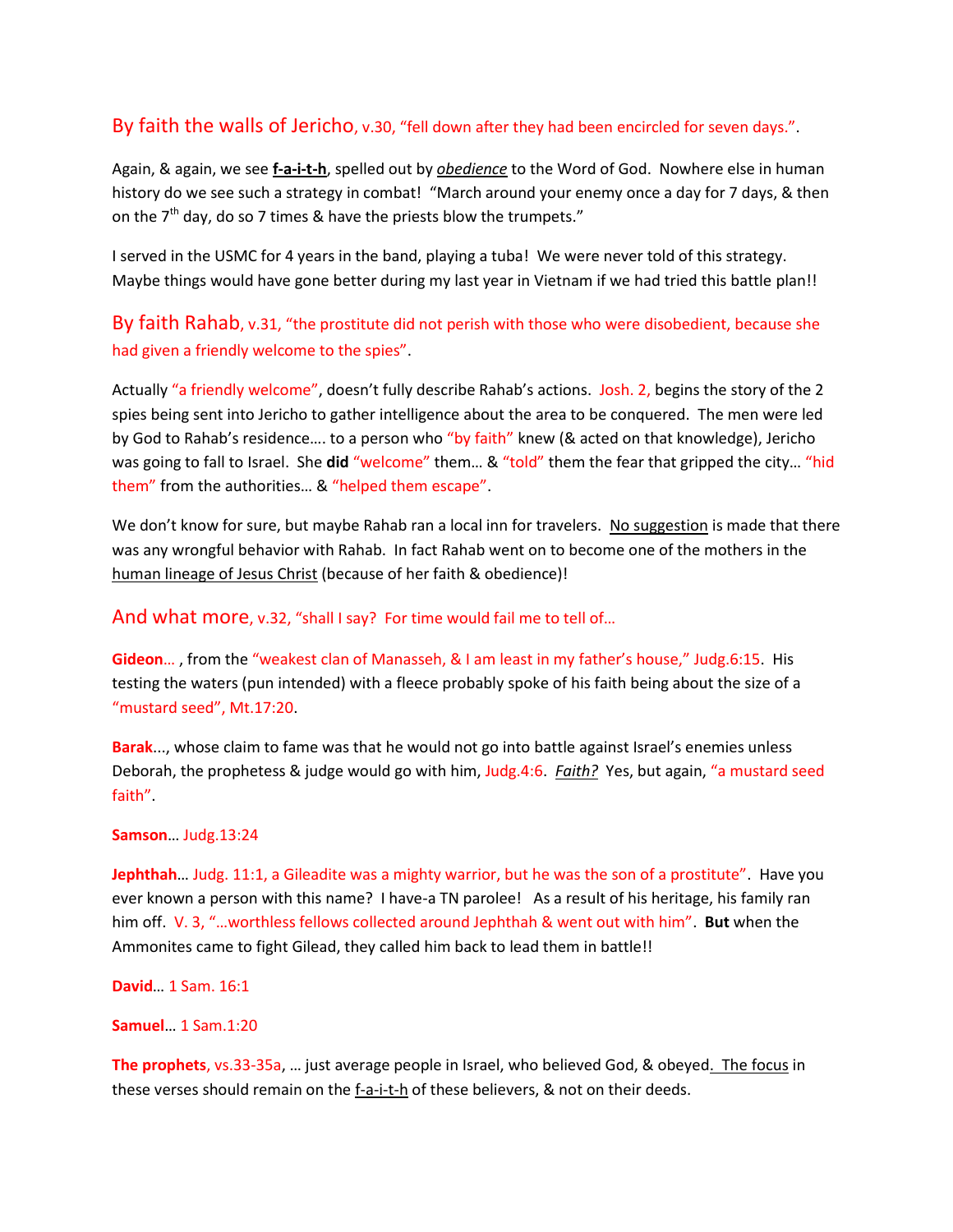By faith the walls of Jericho, v.30, "fell down after they had been encircled for seven days.".

Again, & again, we see **f-a-i-t-h**, spelled out by *obedience* to the Word of God. Nowhere else in human history do we see such a strategy in combat! "March around your enemy once a day for 7 days, & then on the 7th day, do so 7 times & have the priests blow the trumpets."

I served in the USMC for 4 years in the band, playing a tuba! We were never told of this strategy. Maybe things would have gone better during my last year in Vietnam if we had tried this battle plan!!

By faith Rahab, v.31, "the prostitute did not perish with those who were disobedient, because she had given a friendly welcome to the spies".

Actually "a friendly welcome", doesn't fully describe Rahab's actions. Josh. 2, begins the story of the 2 spies being sent into Jericho to gather intelligence about the area to be conquered. The men were led by God to Rahab's residence…. to a person who "by faith" knew (& acted on that knowledge), Jericho was going to fall to Israel. She **did** "welcome" them… & "told" them the fear that gripped the city… "hid them" from the authorities… & "helped them escape".

We don't know for sure, but maybe Rahab ran a local inn for travelers. No suggestion is made that there was any wrongful behavior with Rahab. In fact Rahab went on to become one of the mothers in the human lineage of Jesus Christ (because of her faith & obedience)!

And what more, v.32, "shall I say? For time would fail me to tell of…

**Gideon…** , from the "weakest clan of Manasseh, & I am least in my father's house," Judg.6:15. His testing the waters (pun intended) with a fleece probably spoke of his faith being about the size of a "mustard seed", Mt.17:20.

**Barak**..., whose claim to fame was that he would not go into battle against Israel's enemies unless Deborah, the prophetess & judge would go with him, Judg.4:6. *Faith?* Yes, but again, "a mustard seed faith".

**Samson**… Judg.13:24

**Jephthah**… Judg. 11:1, a Gileadite was a mighty warrior, but he was the son of a prostitute". Have you ever known a person with this name? I have-a TN parolee! As a result of his heritage, his family ran him off. V. 3, "…worthless fellows collected around Jephthah & went out with him". **But** when the Ammonites came to fight Gilead, they called him back to lead them in battle!!

**David**… 1 Sam. 16:1

**Samuel**… 1 Sam.1:20

**The prophets**, vs.33-35a, … just average people in Israel, who believed God, & obeyed. The focus in these verses should remain on the f-a-i-t-h of these believers, & not on their deeds.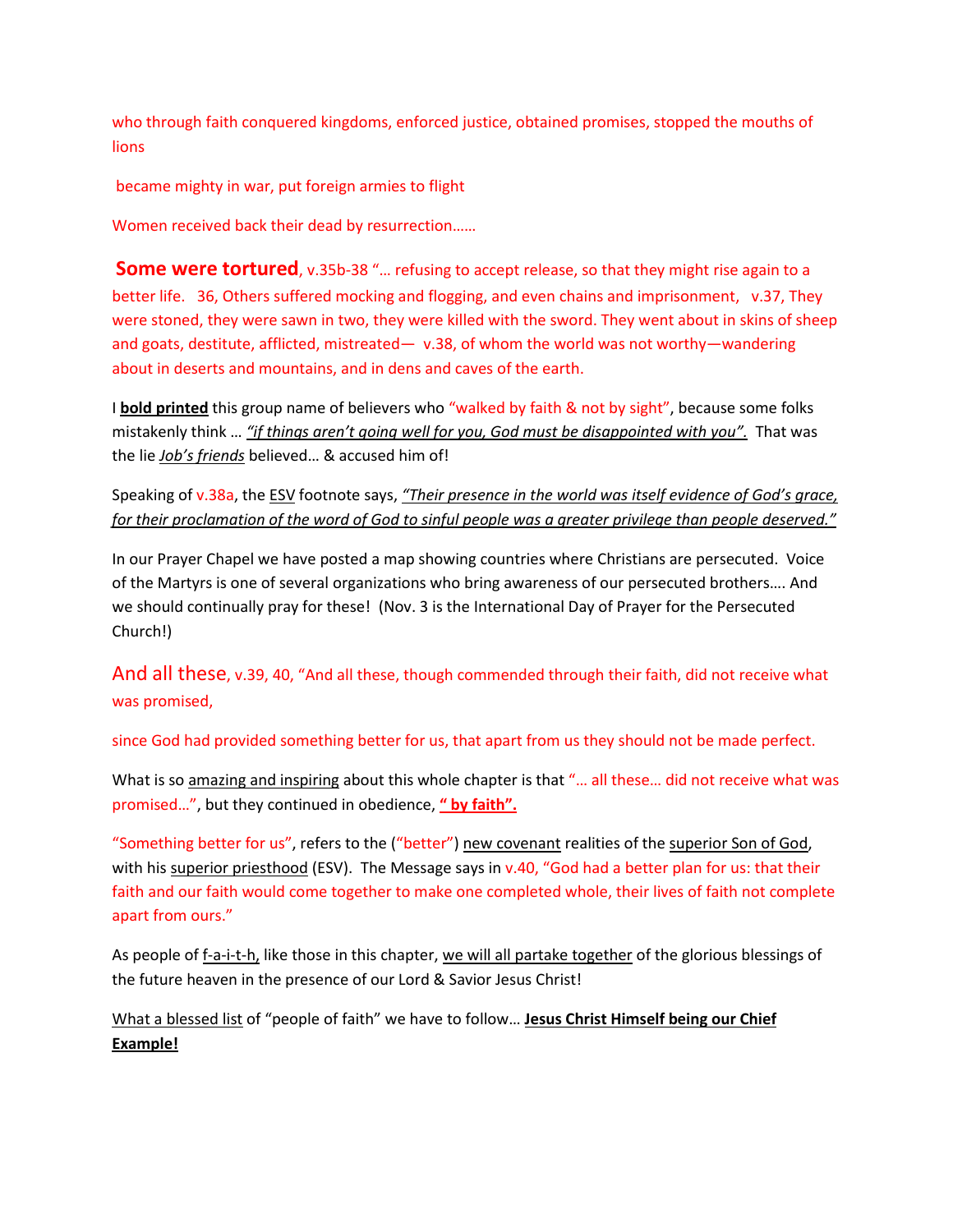who through faith conquered kingdoms, enforced justice, obtained promises, stopped the mouths of lions

became mighty in war, put foreign armies to flight

Women received back their dead by resurrection……

**Some were tortured**, v.35b-38 "… refusing to accept release, so that they might rise again to a better life. 36, Others suffered mocking and flogging, and even chains and imprisonment, v.37, They were stoned, they were sawn in two, they were killed with the sword. They went about in skins of sheep and goats, destitute, afflicted, mistreated— v.38, of whom the world was not worthy—wandering about in deserts and mountains, and in dens and caves of the earth.

I **bold printed** this group name of believers who "walked by faith & not by sight", because some folks mistakenly think … *"if things aren't going well for you, God must be disappointed with you".* That was the lie *Job's friends* believed… & accused him of!

Speaking of v.38a, the ESV footnote says, *"Their presence in the world was itself evidence of God's grace, for their proclamation of the word of God to sinful people was a greater privilege than people deserved."*

In our Prayer Chapel we have posted a map showing countries where Christians are persecuted. Voice of the Martyrs is one of several organizations who bring awareness of our persecuted brothers…. And we should continually pray for these! (Nov. 3 is the International Day of Prayer for the Persecuted Church!)

And all these, v.39, 40, "And all these, though commended through their faith, did not receive what was promised,

since God had provided something better for us, that apart from us they should not be made perfect.

What is so amazing and inspiring about this whole chapter is that "… all these… did not receive what was promised…", but they continued in obedience, **" by faith".**

"Something better for us", refers to the ("better") new covenant realities of the superior Son of God, with his superior priesthood (ESV). The Message says in v.40, "God had a better plan for us: that their faith and our faith would come together to make one completed whole, their lives of faith not complete apart from ours."

As people of f-a-i-t-h, like those in this chapter, we will all partake together of the glorious blessings of the future heaven in the presence of our Lord & Savior Jesus Christ!

What a blessed list of "people of faith" we have to follow… **Jesus Christ Himself being our Chief Example!**